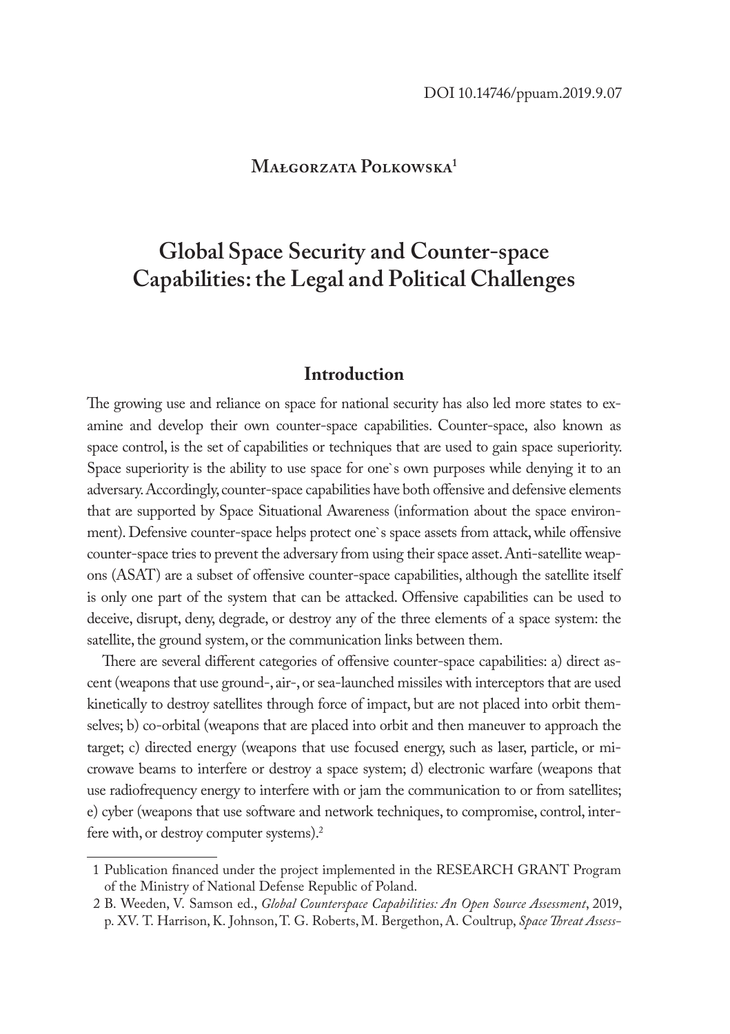DOI 10.14746/ppuam.2019.9.07

**Małgorzata Polkowska**[1]

# Global Space Security and Counter-space Capabilities: the Legal and Political Challenges

## Introduction

The growing use and reliance on space for national security has also led more states to examine and develop their own counter-space capabilities. Counter-space, also known as space control, is the set of capabilities or techniques that are used to gain space superiority. Space superiority is the ability to use space for one`s own purposes while denying it to an adversary. Accordingly, counter-space capabilities have both offensive and defensive elements that are supported by Space Situational Awareness (information about the space environment). Defensive counter-space helps protect one`s space assets from attack, while offensive counter-space tries to prevent the adversary from using their space asset. Anti-satellite weapons (ASAT) are a subset of offensive counter-space capabilities, although the satellite itself is only one part of the system that can be attacked. Offensive capabilities can be used to deceive, disrupt, deny, degrade, or destroy any of the three elements of a space system: the satellite, the ground system, or the communication links between them.

There are several different categories of offensive counter-space capabilities: a) direct ascent (weapons that use ground-, air-, or sea-launched missiles with interceptors that are used kinetically to destroy satellites through force of impact, but are not placed into orbit themselves; b) co-orbital (weapons that are placed into orbit and then maneuver to approach the target; c) directed energy (weapons that use focused energy, such as laser, particle, or microwave beams to interfere or destroy a space system; d) electronic warfare (weapons that use radiofrequency energy to interfere with or jam the communication to or from satellites; e) cyber (weapons that use software and network techniques, to compromise, control, interfere with, or destroy computer systems).[2]

---

1 Publication financed under the project implemented in the RESEARCH GRANT Program of the Ministry of National Defense Republic of Poland.

2 B. Weeden, V. Samson ed., *Global Counterspace Capabilities: An Open Source Assessment*, 2019, p. XV. T. Harrison, K. Johnson, T. G. Roberts, M. Bergethon, A. Coultrup, *Space Threat Assess-*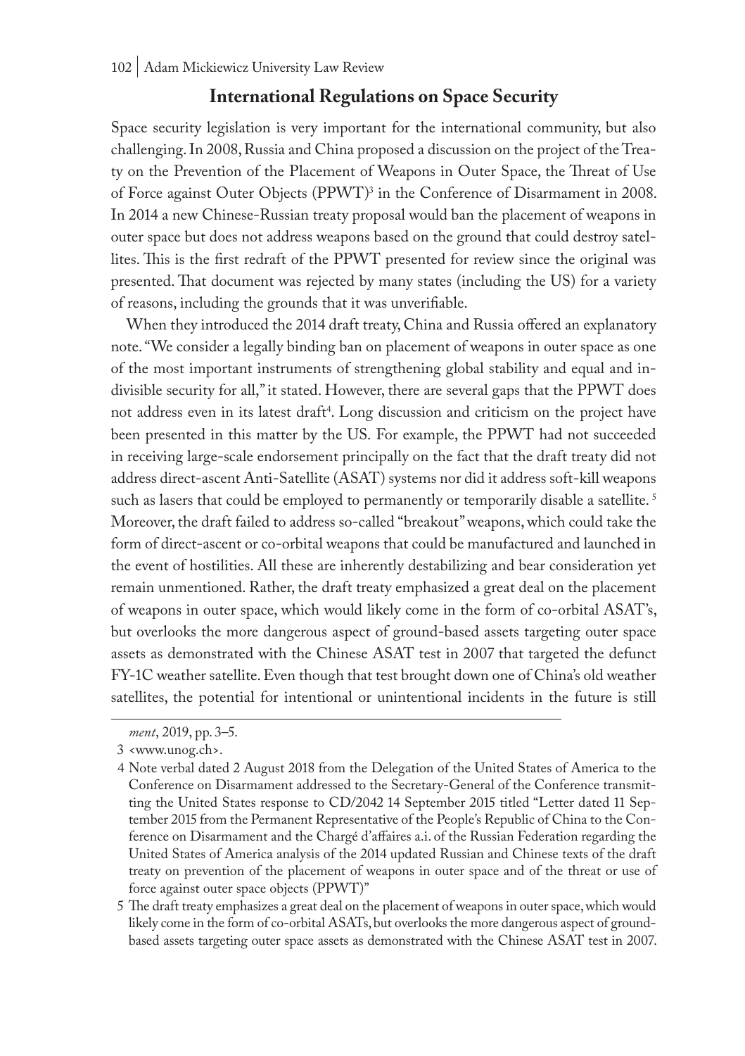## International Regulations on Space Security

Space security legislation is very important for the international community, but also challenging. In 2008, Russia and China proposed a discussion on the project of the Treaty on the Prevention of the Placement of Weapons in Outer Space, the Threat of Use of Force against Outer Objects (PPWT)[3] in the Conference of Disarmament in 2008. In 2014 a new Chinese-Russian treaty proposal would ban the placement of weapons in outer space but does not address weapons based on the ground that could destroy satellites. This is the first redraft of the PPWT presented for review since the original was presented. That document was rejected by many states (including the US) for a variety of reasons, including the grounds that it was unverifiable.

When they introduced the 2014 draft treaty, China and Russia offered an explanatory note. "We consider a legally binding ban on placement of weapons in outer space as one of the most important instruments of strengthening global stability and equal and indivisible security for all," it stated. However, there are several gaps that the PPWT does not address even in its latest draft[4]. Long discussion and criticism on the project have been presented in this matter by the US. For example, the PPWT had not succeeded in receiving large-scale endorsement principally on the fact that the draft treaty did not address direct-ascent Anti-Satellite (ASAT) systems nor did it address soft-kill weapons such as lasers that could be employed to permanently or temporarily disable a satellite. [5] Moreover, the draft failed to address so-called "breakout" weapons, which could take the form of direct-ascent or co-orbital weapons that could be manufactured and launched in the event of hostilities. All these are inherently destabilizing and bear consideration yet remain unmentioned. Rather, the draft treaty emphasized a great deal on the placement of weapons in outer space, which would likely come in the form of co-orbital ASAT's, but overlooks the more dangerous aspect of ground-based assets targeting outer space assets as demonstrated with the Chinese ASAT test in 2007 that targeted the defunct FY-1C weather satellite. Even though that test brought down one of China's old weather satellites, the potential for intentional or unintentional incidents in the future is still

---

*ment*, 2019, pp. 3–5.

3 <www.unog.ch>.

4 Note verbal dated 2 August 2018 from the Delegation of the United States of America to the Conference on Disarmament addressed to the Secretary-General of the Conference transmitting the United States response to CD/2042 14 September 2015 titled "Letter dated 11 September 2015 from the Permanent Representative of the People's Republic of China to the Conference on Disarmament and the Chargé d'affaires a.i. of the Russian Federation regarding the United States of America analysis of the 2014 updated Russian and Chinese texts of the draft treaty on prevention of the placement of weapons in outer space and of the threat or use of force against outer space objects (PPWT)"

5 The draft treaty emphasizes a great deal on the placement of weapons in outer space, which would likely come in the form of co-orbital ASATs, but overlooks the more dangerous aspect of ground-based assets targeting outer space assets as demonstrated with the Chinese ASAT test in 2007.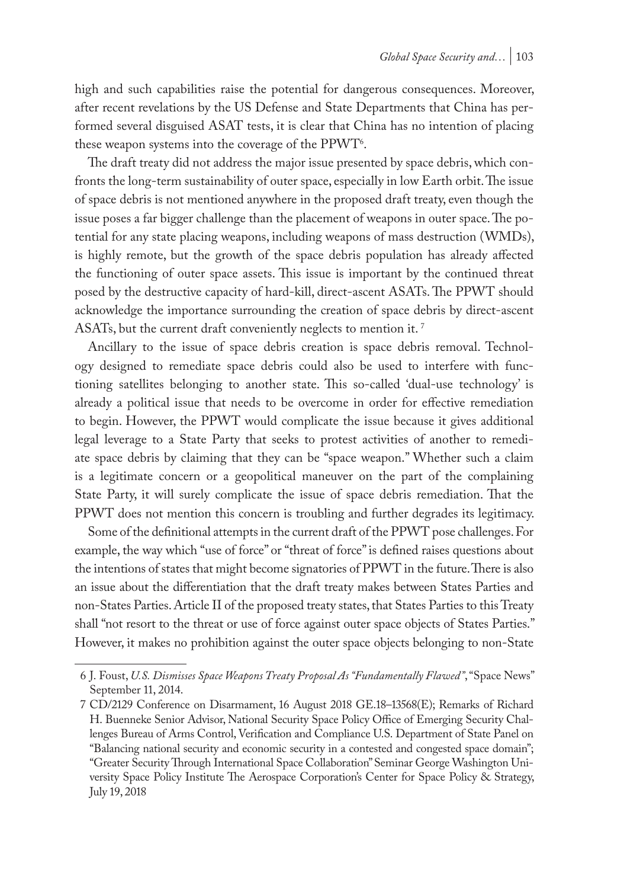high and such capabilities raise the potential for dangerous consequences. Moreover, after recent revelations by the US Defense and State Departments that China has performed several disguised ASAT tests, it is clear that China has no intention of placing these weapon systems into the coverage of the PPWT[6].

The draft treaty did not address the major issue presented by space debris, which confronts the long-term sustainability of outer space, especially in low Earth orbit. The issue of space debris is not mentioned anywhere in the proposed draft treaty, even though the issue poses a far bigger challenge than the placement of weapons in outer space. The potential for any state placing weapons, including weapons of mass destruction (WMDs), is highly remote, but the growth of the space debris population has already affected the functioning of outer space assets. This issue is important by the continued threat posed by the destructive capacity of hard-kill, direct-ascent ASATs. The PPWT should acknowledge the importance surrounding the creation of space debris by direct-ascent ASATs, but the current draft conveniently neglects to mention it. [7]

Ancillary to the issue of space debris creation is space debris removal. Technology designed to remediate space debris could also be used to interfere with functioning satellites belonging to another state. This so-called 'dual-use technology' is already a political issue that needs to be overcome in order for effective remediation to begin. However, the PPWT would complicate the issue because it gives additional legal leverage to a State Party that seeks to protest activities of another to remediate space debris by claiming that they can be "space weapon." Whether such a claim is a legitimate concern or a geopolitical maneuver on the part of the complaining State Party, it will surely complicate the issue of space debris remediation. That the PPWT does not mention this concern is troubling and further degrades its legitimacy.

Some of the definitional attempts in the current draft of the PPWT pose challenges. For example, the way which "use of force" or "threat of force" is defined raises questions about the intentions of states that might become signatories of PPWT in the future. There is also an issue about the differentiation that the draft treaty makes between States Parties and non-States Parties. Article II of the proposed treaty states, that States Parties to this Treaty shall "not resort to the threat or use of force against outer space objects of States Parties." However, it makes no prohibition against the outer space objects belonging to non-State

---

6 J. Foust, *U.S. Dismisses Space Weapons Treaty Proposal As "Fundamentally Flawed"*, "Space News" September 11, 2014.

7 CD/2129 Conference on Disarmament, 16 August 2018 GE.18–13568(E); Remarks of Richard H. Buenneke Senior Advisor, National Security Space Policy Office of Emerging Security Challenges Bureau of Arms Control, Verification and Compliance U.S. Department of State Panel on "Balancing national security and economic security in a contested and congested space domain"; "Greater Security Through International Space Collaboration" Seminar George Washington University Space Policy Institute The Aerospace Corporation's Center for Space Policy & Strategy, July 19, 2018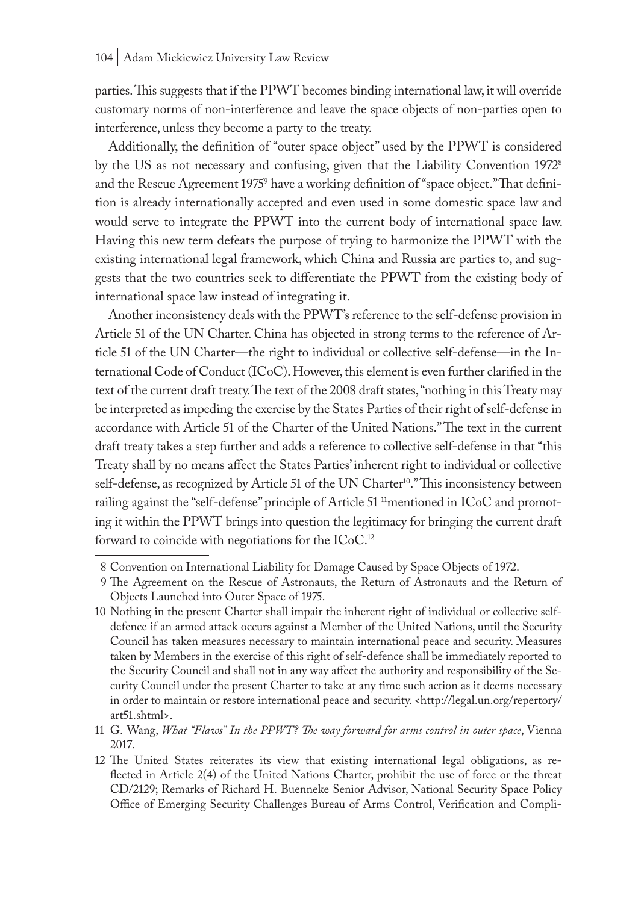parties. This suggests that if the PPWT becomes binding international law, it will override customary norms of non-interference and leave the space objects of non-parties open to interference, unless they become a party to the treaty.

Additionally, the definition of "outer space object" used by the PPWT is considered by the US as not necessary and confusing, given that the Liability Convention 1972[8] and the Rescue Agreement 1975[9] have a working definition of "space object." That definition is already internationally accepted and even used in some domestic space law and would serve to integrate the PPWT into the current body of international space law. Having this new term defeats the purpose of trying to harmonize the PPWT with the existing international legal framework, which China and Russia are parties to, and suggests that the two countries seek to differentiate the PPWT from the existing body of international space law instead of integrating it.

Another inconsistency deals with the PPWT's reference to the self-defense provision in Article 51 of the UN Charter. China has objected in strong terms to the reference of Article 51 of the UN Charter—the right to individual or collective self-defense—in the International Code of Conduct (ICoC). However, this element is even further clarified in the text of the current draft treaty. The text of the 2008 draft states, "nothing in this Treaty may be interpreted as impeding the exercise by the States Parties of their right of self-defense in accordance with Article 51 of the Charter of the United Nations." The text in the current draft treaty takes a step further and adds a reference to collective self-defense in that "this Treaty shall by no means affect the States Parties' inherent right to individual or collective self-defense, as recognized by Article 51 of the UN Charter[10]." This inconsistency between railing against the "self-defense" principle of Article 51 [11]mentioned in ICoC and promoting it within the PPWT brings into question the legitimacy for bringing the current draft forward to coincide with negotiations for the ICoC.[12]

---

8 Convention on International Liability for Damage Caused by Space Objects of 1972.

9 The Agreement on the Rescue of Astronauts, the Return of Astronauts and the Return of Objects Launched into Outer Space of 1975.

10 Nothing in the present Charter shall impair the inherent right of individual or collective self-defence if an armed attack occurs against a Member of the United Nations, until the Security Council has taken measures necessary to maintain international peace and security. Measures taken by Members in the exercise of this right of self-defence shall be immediately reported to the Security Council and shall not in any way affect the authority and responsibility of the Security Council under the present Charter to take at any time such action as it deems necessary in order to maintain or restore international peace and security. <http://legal.un.org/repertory/art51.shtml>.

11 G. Wang, *What "Flaws" In the PPWT? The way forward for arms control in outer space*, Vienna 2017.

12 The United States reiterates its view that existing international legal obligations, as reflected in Article 2(4) of the United Nations Charter, prohibit the use of force or the threat CD/2129; Remarks of Richard H. Buenneke Senior Advisor, National Security Space Policy Office of Emerging Security Challenges Bureau of Arms Control, Verification and Compli-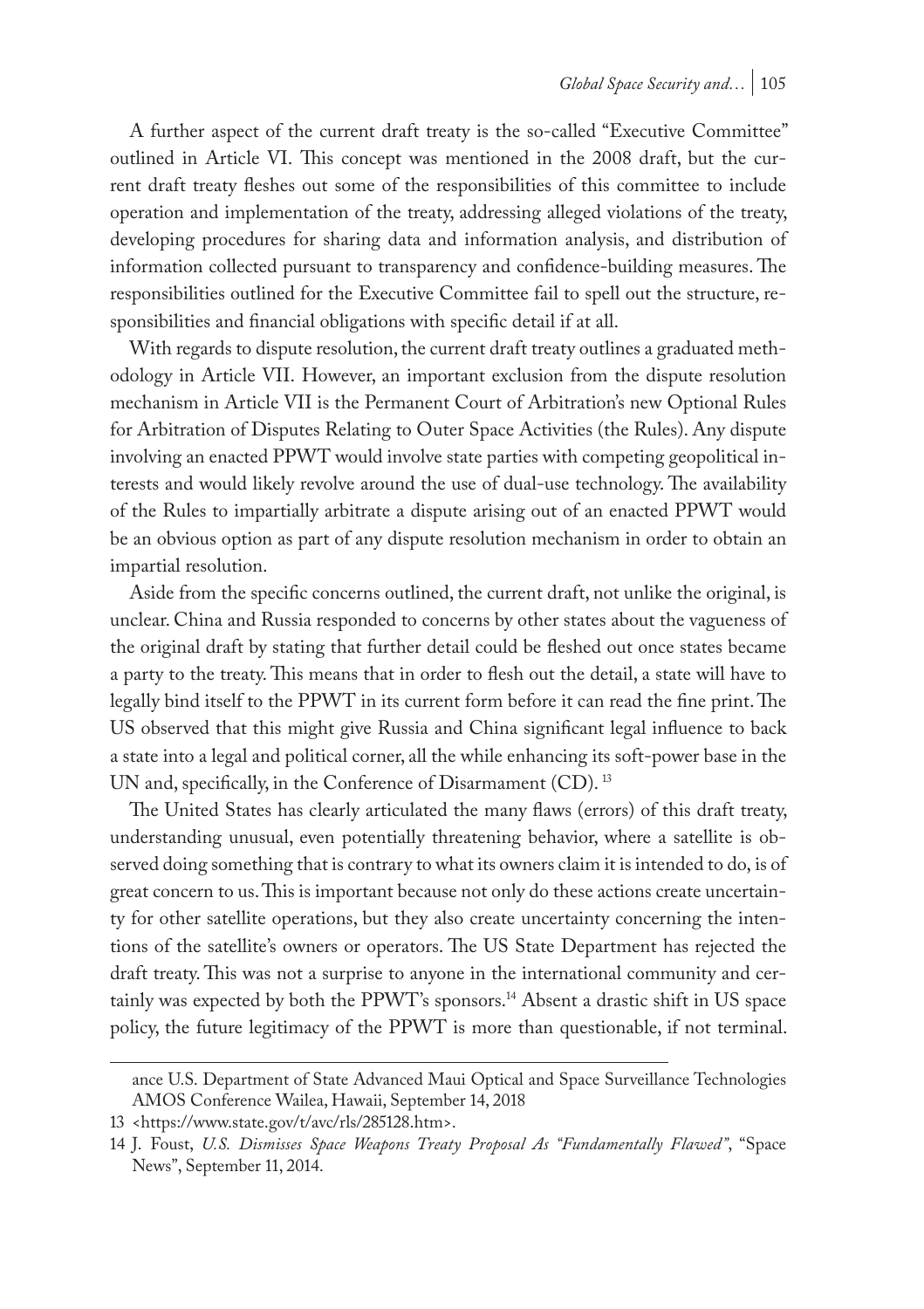A further aspect of the current draft treaty is the so-called "Executive Committee" outlined in Article VI. This concept was mentioned in the 2008 draft, but the current draft treaty fleshes out some of the responsibilities of this committee to include operation and implementation of the treaty, addressing alleged violations of the treaty, developing procedures for sharing data and information analysis, and distribution of information collected pursuant to transparency and confidence-building measures. The responsibilities outlined for the Executive Committee fail to spell out the structure, responsibilities and financial obligations with specific detail if at all.

With regards to dispute resolution, the current draft treaty outlines a graduated methodology in Article VII. However, an important exclusion from the dispute resolution mechanism in Article VII is the Permanent Court of Arbitration's new Optional Rules for Arbitration of Disputes Relating to Outer Space Activities (the Rules). Any dispute involving an enacted PPWT would involve state parties with competing geopolitical interests and would likely revolve around the use of dual-use technology. The availability of the Rules to impartially arbitrate a dispute arising out of an enacted PPWT would be an obvious option as part of any dispute resolution mechanism in order to obtain an impartial resolution.

Aside from the specific concerns outlined, the current draft, not unlike the original, is unclear. China and Russia responded to concerns by other states about the vagueness of the original draft by stating that further detail could be fleshed out once states became a party to the treaty. This means that in order to flesh out the detail, a state will have to legally bind itself to the PPWT in its current form before it can read the fine print. The US observed that this might give Russia and China significant legal influence to back a state into a legal and political corner, all the while enhancing its soft-power base in the UN and, specifically, in the Conference of Disarmament (CD). [13]

The United States has clearly articulated the many flaws (errors) of this draft treaty, understanding unusual, even potentially threatening behavior, where a satellite is observed doing something that is contrary to what its owners claim it is intended to do, is of great concern to us. This is important because not only do these actions create uncertainty for other satellite operations, but they also create uncertainty concerning the intentions of the satellite's owners or operators. The US State Department has rejected the draft treaty. This was not a surprise to anyone in the international community and certainly was expected by both the PPWT's sponsors.[14] Absent a drastic shift in US space policy, the future legitimacy of the PPWT is more than questionable, if not terminal.

---

ance U.S. Department of State Advanced Maui Optical and Space Surveillance Technologies AMOS Conference Wailea, Hawaii, September 14, 2018

13 <https://www.state.gov/t/avc/rls/285128.htm>.

14 J. Foust, *U.S. Dismisses Space Weapons Treaty Proposal As "Fundamentally Flawed"*, "Space News", September 11, 2014.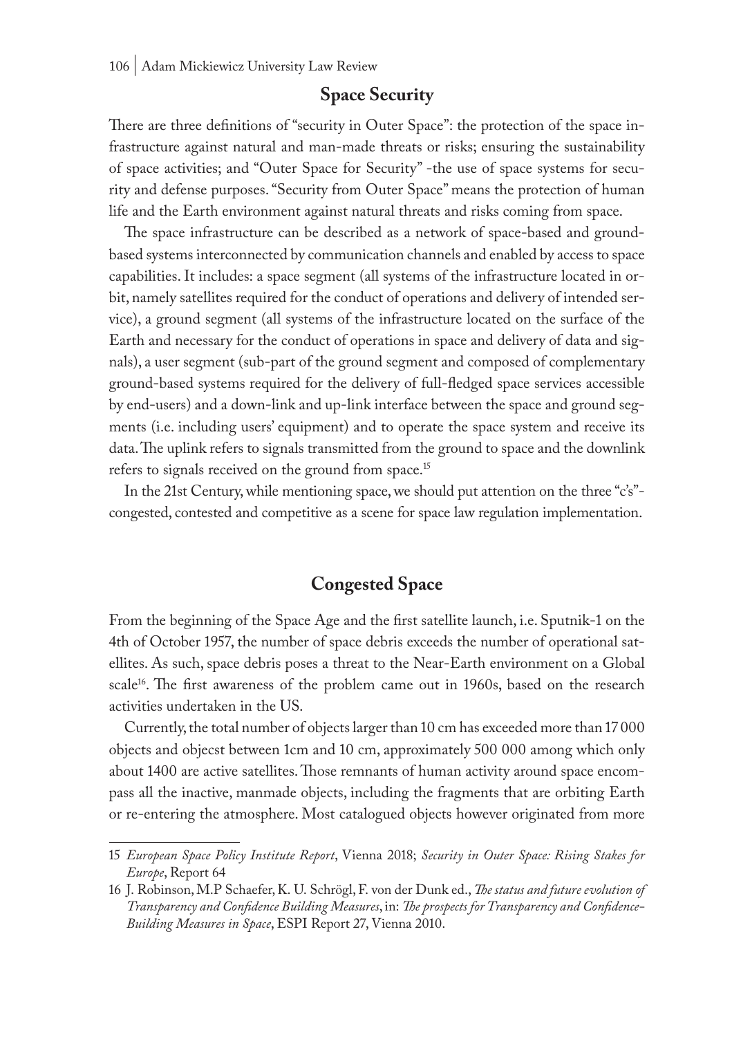## Space Security

There are three definitions of "security in Outer Space": the protection of the space infrastructure against natural and man-made threats or risks; ensuring the sustainability of space activities; and "Outer Space for Security" -the use of space systems for security and defense purposes. "Security from Outer Space" means the protection of human life and the Earth environment against natural threats and risks coming from space.

The space infrastructure can be described as a network of space-based and ground-based systems interconnected by communication channels and enabled by access to space capabilities. It includes: a space segment (all systems of the infrastructure located in orbit, namely satellites required for the conduct of operations and delivery of intended service), a ground segment (all systems of the infrastructure located on the surface of the Earth and necessary for the conduct of operations in space and delivery of data and signals), a user segment (sub-part of the ground segment and composed of complementary ground-based systems required for the delivery of full-fledged space services accessible by end-users) and a down-link and up-link interface between the space and ground segments (i.e. including users' equipment) and to operate the space system and receive its data. The uplink refers to signals transmitted from the ground to space and the downlink refers to signals received on the ground from space.[15]

In the 21st Century, while mentioning space, we should put attention on the three "c's"- congested, contested and competitive as a scene for space law regulation implementation.

## Congested Space

From the beginning of the Space Age and the first satellite launch, i.e. Sputnik-1 on the 4th of October 1957, the number of space debris exceeds the number of operational satellites. As such, space debris poses a threat to the Near-Earth environment on a Global scale[16]. The first awareness of the problem came out in 1960s, based on the research activities undertaken in the US.

Currently, the total number of objects larger than 10 cm has exceeded more than 17 000 objects and objecst between 1cm and 10 cm, approximately 500 000 among which only about 1400 are active satellites. Those remnants of human activity around space encompass all the inactive, manmade objects, including the fragments that are orbiting Earth or re-entering the atmosphere. Most catalogued objects however originated from more

---

15 *European Space Policy Institute Report*, Vienna 2018; *Security in Outer Space: Rising Stakes for Europe*, Report 64

16 J. Robinson, M.P Schaefer, K. U. Schrögl, F. von der Dunk ed., *The status and future evolution of Transparency and Confidence Building Measures*, in: *The prospects for Transparency and Confidence-Building Measures in Space*, ESPI Report 27, Vienna 2010.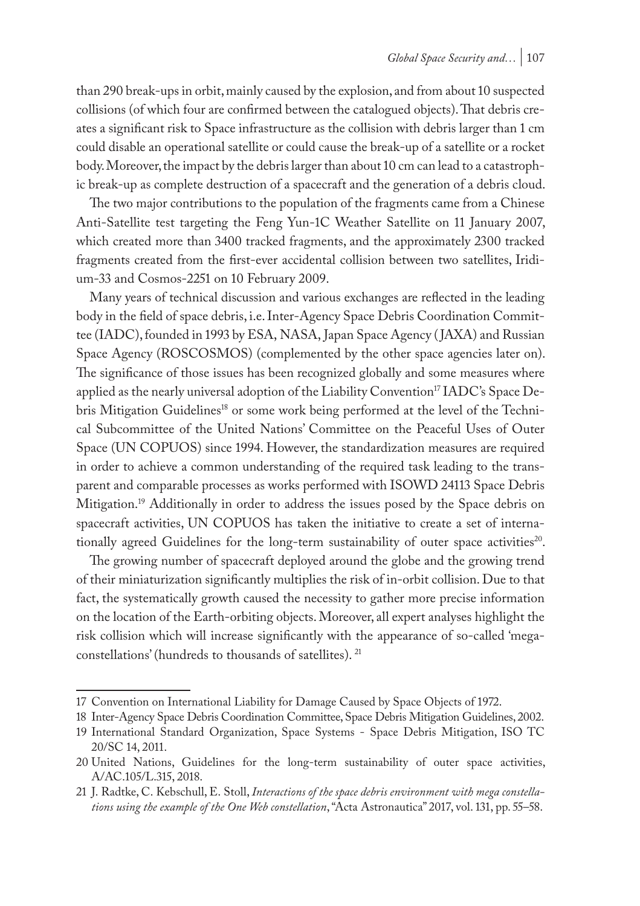than 290 break-ups in orbit, mainly caused by the explosion, and from about 10 suspected collisions (of which four are confirmed between the catalogued objects). That debris creates a significant risk to Space infrastructure as the collision with debris larger than 1 cm could disable an operational satellite or could cause the break-up of a satellite or a rocket body. Moreover, the impact by the debris larger than about 10 cm can lead to a catastrophic break-up as complete destruction of a spacecraft and the generation of a debris cloud.

The two major contributions to the population of the fragments came from a Chinese Anti-Satellite test targeting the Feng Yun-1C Weather Satellite on 11 January 2007, which created more than 3400 tracked fragments, and the approximately 2300 tracked fragments created from the first-ever accidental collision between two satellites, Iridium-33 and Cosmos-2251 on 10 February 2009.

Many years of technical discussion and various exchanges are reflected in the leading body in the field of space debris, i.e. Inter-Agency Space Debris Coordination Committee (IADC), founded in 1993 by ESA, NASA, Japan Space Agency (JAXA) and Russian Space Agency (ROSCOSMOS) (complemented by the other space agencies later on). The significance of those issues has been recognized globally and some measures where applied as the nearly universal adoption of the Liability Convention[17] IADC's Space Debris Mitigation Guidelines[18] or some work being performed at the level of the Technical Subcommittee of the United Nations' Committee on the Peaceful Uses of Outer Space (UN COPUOS) since 1994. However, the standardization measures are required in order to achieve a common understanding of the required task leading to the transparent and comparable processes as works performed with ISOWD 24113 Space Debris Mitigation.[19] Additionally in order to address the issues posed by the Space debris on spacecraft activities, UN COPUOS has taken the initiative to create a set of internationally agreed Guidelines for the long-term sustainability of outer space activities[20].

The growing number of spacecraft deployed around the globe and the growing trend of their miniaturization significantly multiplies the risk of in-orbit collision. Due to that fact, the systematically growth caused the necessity to gather more precise information on the location of the Earth-orbiting objects. Moreover, all expert analyses highlight the risk collision which will increase significantly with the appearance of so-called 'mega-constellations' (hundreds to thousands of satellites). [21]

---

17 Convention on International Liability for Damage Caused by Space Objects of 1972.

18 Inter-Agency Space Debris Coordination Committee, Space Debris Mitigation Guidelines, 2002.

19 International Standard Organization, Space Systems - Space Debris Mitigation, ISO TC 20/SC 14, 2011.

20 United Nations, Guidelines for the long-term sustainability of outer space activities, A/AC.105/L.315, 2018.

21 J. Radtke, C. Kebschull, E. Stoll, *Interactions of the space debris environment with mega constellations using the example of the One Web constellation*, "Acta Astronautica" 2017, vol. 131, pp. 55–58.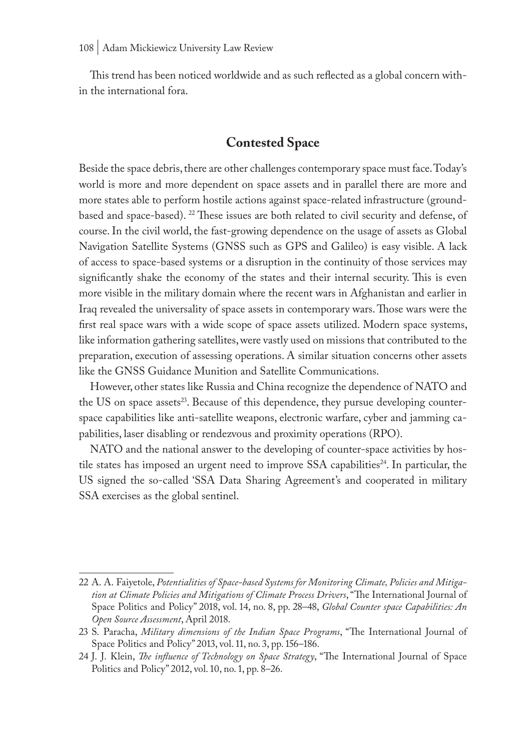This trend has been noticed worldwide and as such reflected as a global concern within the international fora.

## Contested Space

Beside the space debris, there are other challenges contemporary space must face. Today's world is more and more dependent on space assets and in parallel there are more and more states able to perform hostile actions against space-related infrastructure (ground-based and space-based). [22] These issues are both related to civil security and defense, of course. In the civil world, the fast-growing dependence on the usage of assets as Global Navigation Satellite Systems (GNSS such as GPS and Galileo) is easy visible. A lack of access to space-based systems or a disruption in the continuity of those services may significantly shake the economy of the states and their internal security. This is even more visible in the military domain where the recent wars in Afghanistan and earlier in Iraq revealed the universality of space assets in contemporary wars. Those wars were the first real space wars with a wide scope of space assets utilized. Modern space systems, like information gathering satellites, were vastly used on missions that contributed to the preparation, execution of assessing operations. A similar situation concerns other assets like the GNSS Guidance Munition and Satellite Communications.

However, other states like Russia and China recognize the dependence of NATO and the US on space assets[23]. Because of this dependence, they pursue developing counter-space capabilities like anti-satellite weapons, electronic warfare, cyber and jamming capabilities, laser disabling or rendezvous and proximity operations (RPO).

NATO and the national answer to the developing of counter-space activities by hostile states has imposed an urgent need to improve SSA capabilities[24]. In particular, the US signed the so-called 'SSA Data Sharing Agreement's and cooperated in military SSA exercises as the global sentinel.

---

22 A. A. Faiyetole, *Potentialities of Space-based Systems for Monitoring Climate, Policies and Mitigation at Climate Policies and Mitigations of Climate Process Drivers*, "The International Journal of Space Politics and Policy" 2018, vol. 14, no. 8, pp. 28–48, *Global Counter space Capabilities: An Open Source Assessment*, April 2018.

23 S. Paracha, *Military dimensions of the Indian Space Programs*, "The International Journal of Space Politics and Policy" 2013, vol. 11, no. 3, pp. 156–186.

24 J. J. Klein, *The influence of Technology on Space Strategy*, "The International Journal of Space Politics and Policy" 2012, vol. 10, no. 1, pp. 8–26.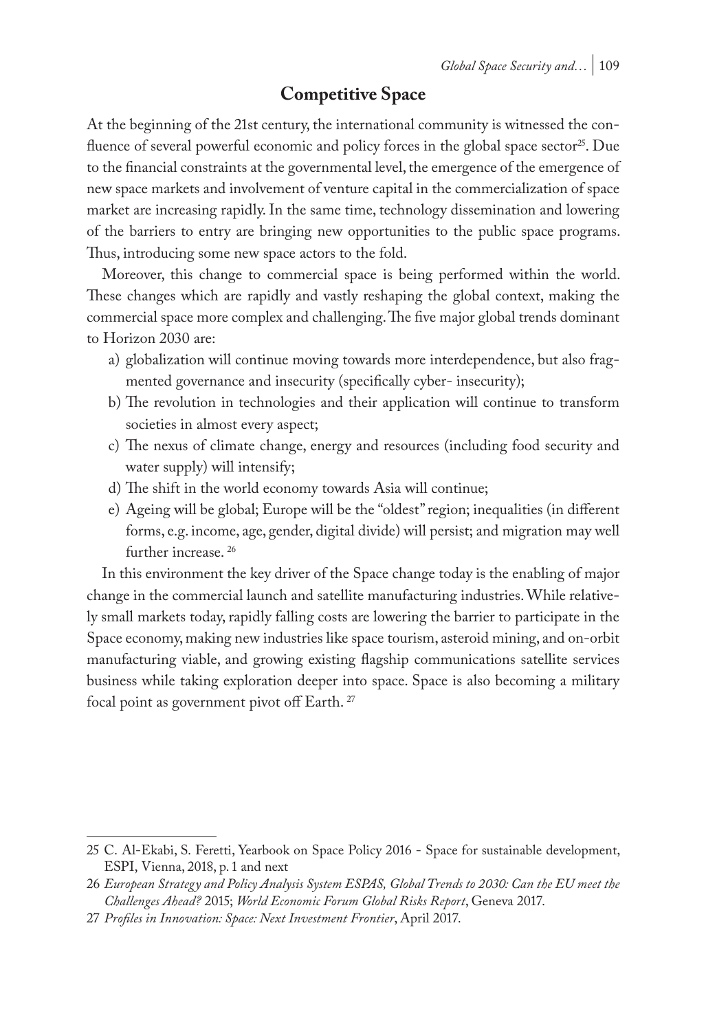## Competitive Space

At the beginning of the 21st century, the international community is witnessed the confluence of several powerful economic and policy forces in the global space sector[25]. Due to the financial constraints at the governmental level, the emergence of the emergence of new space markets and involvement of venture capital in the commercialization of space market are increasing rapidly. In the same time, technology dissemination and lowering of the barriers to entry are bringing new opportunities to the public space programs. Thus, introducing some new space actors to the fold.

Moreover, this change to commercial space is being performed within the world. These changes which are rapidly and vastly reshaping the global context, making the commercial space more complex and challenging. The five major global trends dominant to Horizon 2030 are:

a) globalization will continue moving towards more interdependence, but also fragmented governance and insecurity (specifically cyber- insecurity);
b) The revolution in technologies and their application will continue to transform societies in almost every aspect;
c) The nexus of climate change, energy and resources (including food security and water supply) will intensify;
d) The shift in the world economy towards Asia will continue;
e) Ageing will be global; Europe will be the "oldest" region; inequalities (in different forms, e.g. income, age, gender, digital divide) will persist; and migration may well further increase. [26]

In this environment the key driver of the Space change today is the enabling of major change in the commercial launch and satellite manufacturing industries. While relatively small markets today, rapidly falling costs are lowering the barrier to participate in the Space economy, making new industries like space tourism, asteroid mining, and on-orbit manufacturing viable, and growing existing flagship communications satellite services business while taking exploration deeper into space. Space is also becoming a military focal point as government pivot off Earth. [27]

---

25 C. Al-Ekabi, S. Feretti, Yearbook on Space Policy 2016 - Space for sustainable development, ESPI, Vienna, 2018, p. 1 and next

26 *European Strategy and Policy Analysis System ESPAS, Global Trends to 2030: Can the EU meet the Challenges Ahead?* 2015; *World Economic Forum Global Risks Report*, Geneva 2017.

27 *Profiles in Innovation: Space: Next Investment Frontier*, April 2017.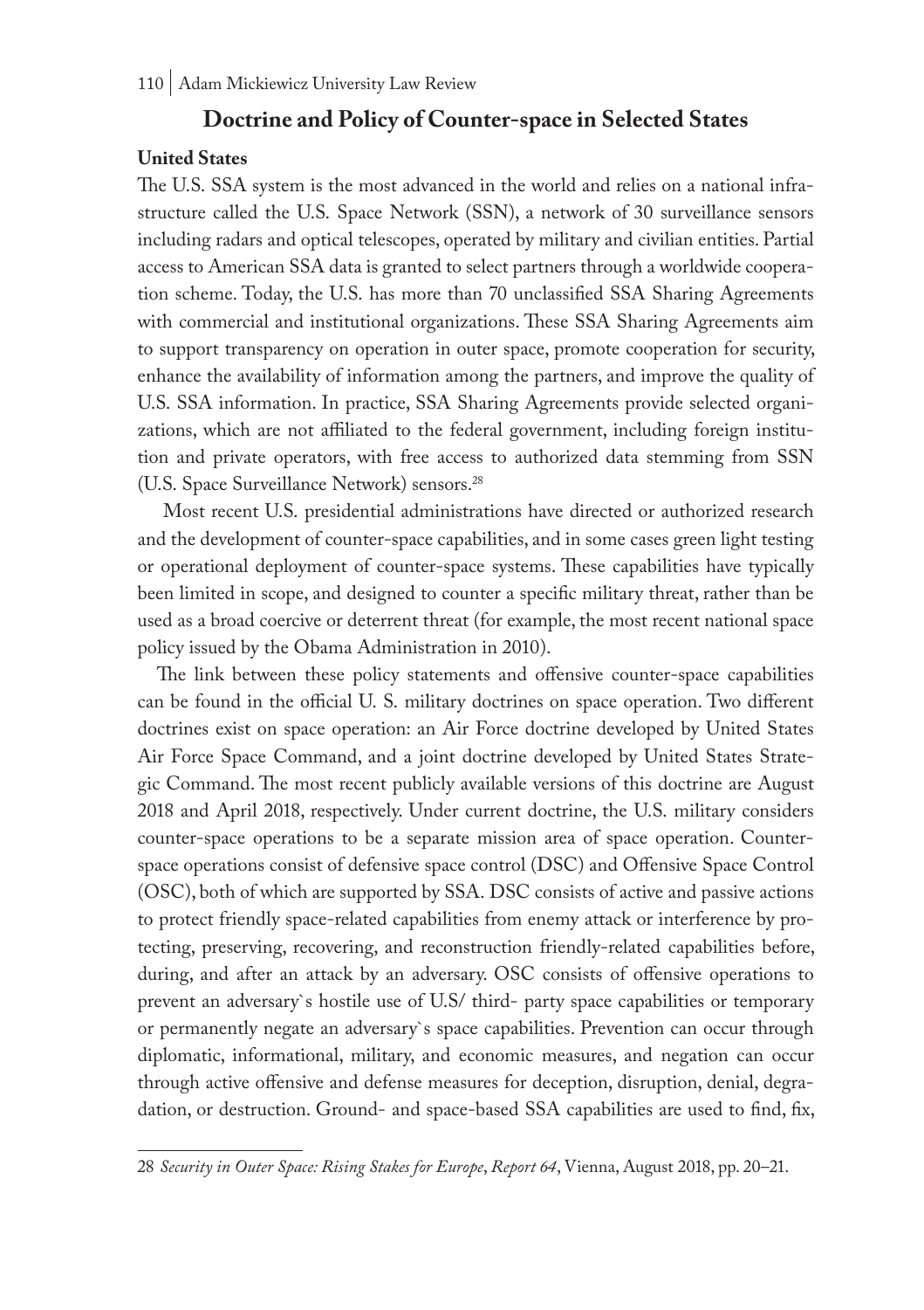## Doctrine and Policy of Counter-space in Selected States

### United States

The U.S. SSA system is the most advanced in the world and relies on a national infrastructure called the U.S. Space Network (SSN), a network of 30 surveillance sensors including radars and optical telescopes, operated by military and civilian entities. Partial access to American SSA data is granted to select partners through a worldwide cooperation scheme. Today, the U.S. has more than 70 unclassified SSA Sharing Agreements with commercial and institutional organizations. These SSA Sharing Agreements aim to support transparency on operation in outer space, promote cooperation for security, enhance the availability of information among the partners, and improve the quality of U.S. SSA information. In practice, SSA Sharing Agreements provide selected organizations, which are not affiliated to the federal government, including foreign institution and private operators, with free access to authorized data stemming from SSN (U.S. Space Surveillance Network) sensors.[28]

Most recent U.S. presidential administrations have directed or authorized research and the development of counter-space capabilities, and in some cases green light testing or operational deployment of counter-space systems. These capabilities have typically been limited in scope, and designed to counter a specific military threat, rather than be used as a broad coercive or deterrent threat (for example, the most recent national space policy issued by the Obama Administration in 2010).

The link between these policy statements and offensive counter-space capabilities can be found in the official U. S. military doctrines on space operation. Two different doctrines exist on space operation: an Air Force doctrine developed by United States Air Force Space Command, and a joint doctrine developed by United States Strategic Command. The most recent publicly available versions of this doctrine are August 2018 and April 2018, respectively. Under current doctrine, the U.S. military considers counter-space operations to be a separate mission area of space operation. Counter-space operations consist of defensive space control (DSC) and Offensive Space Control (OSC), both of which are supported by SSA. DSC consists of active and passive actions to protect friendly space-related capabilities from enemy attack or interference by protecting, preserving, recovering, and reconstruction friendly-related capabilities before, during, and after an attack by an adversary. OSC consists of offensive operations to prevent an adversary`s hostile use of U.S/ third- party space capabilities or temporary or permanently negate an adversary`s space capabilities. Prevention can occur through diplomatic, informational, military, and economic measures, and negation can occur through active offensive and defense measures for deception, disruption, denial, degradation, or destruction. Ground- and space-based SSA capabilities are used to find, fix,

---

28 *Security in Outer Space: Rising Stakes for Europe*, *Report 64*, Vienna, August 2018, pp. 20–21.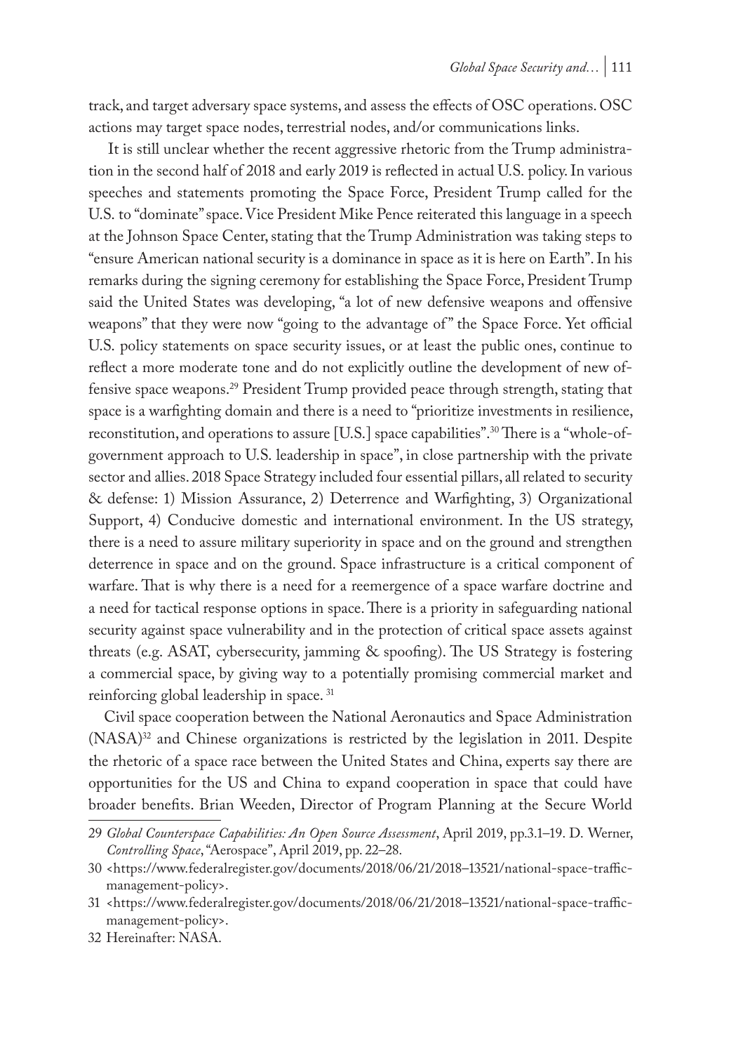track, and target adversary space systems, and assess the effects of OSC operations. OSC actions may target space nodes, terrestrial nodes, and/or communications links.

It is still unclear whether the recent aggressive rhetoric from the Trump administration in the second half of 2018 and early 2019 is reflected in actual U.S. policy. In various speeches and statements promoting the Space Force, President Trump called for the U.S. to "dominate" space. Vice President Mike Pence reiterated this language in a speech at the Johnson Space Center, stating that the Trump Administration was taking steps to "ensure American national security is a dominance in space as it is here on Earth". In his remarks during the signing ceremony for establishing the Space Force, President Trump said the United States was developing, "a lot of new defensive weapons and offensive weapons" that they were now "going to the advantage of" the Space Force. Yet official U.S. policy statements on space security issues, or at least the public ones, continue to reflect a more moderate tone and do not explicitly outline the development of new offensive space weapons.[29] President Trump provided peace through strength, stating that space is a warfighting domain and there is a need to "prioritize investments in resilience, reconstitution, and operations to assure [U.S.] space capabilities".[30] There is a "whole-of-government approach to U.S. leadership in space", in close partnership with the private sector and allies. 2018 Space Strategy included four essential pillars, all related to security & defense: 1) Mission Assurance, 2) Deterrence and Warfighting, 3) Organizational Support, 4) Conducive domestic and international environment. In the US strategy, there is a need to assure military superiority in space and on the ground and strengthen deterrence in space and on the ground. Space infrastructure is a critical component of warfare. That is why there is a need for a reemergence of a space warfare doctrine and a need for tactical response options in space. There is a priority in safeguarding national security against space vulnerability and in the protection of critical space assets against threats (e.g. ASAT, cybersecurity, jamming & spoofing). The US Strategy is fostering a commercial space, by giving way to a potentially promising commercial market and reinforcing global leadership in space. [31]

Civil space cooperation between the National Aeronautics and Space Administration (NASA)[32] and Chinese organizations is restricted by the legislation in 2011. Despite the rhetoric of a space race between the United States and China, experts say there are opportunities for the US and China to expand cooperation in space that could have broader benefits. Brian Weeden, Director of Program Planning at the Secure World

---

29 *Global Counterspace Capabilities: An Open Source Assessment*, April 2019, pp.3.1–19. D. Werner, *Controlling Space*, "Aerospace", April 2019, pp. 22–28.

30 <https://www.federalregister.gov/documents/2018/06/21/2018–13521/national-space-traffic-management-policy>.

31 <https://www.federalregister.gov/documents/2018/06/21/2018–13521/national-space-traffic-management-policy>.

32 Hereinafter: NASA.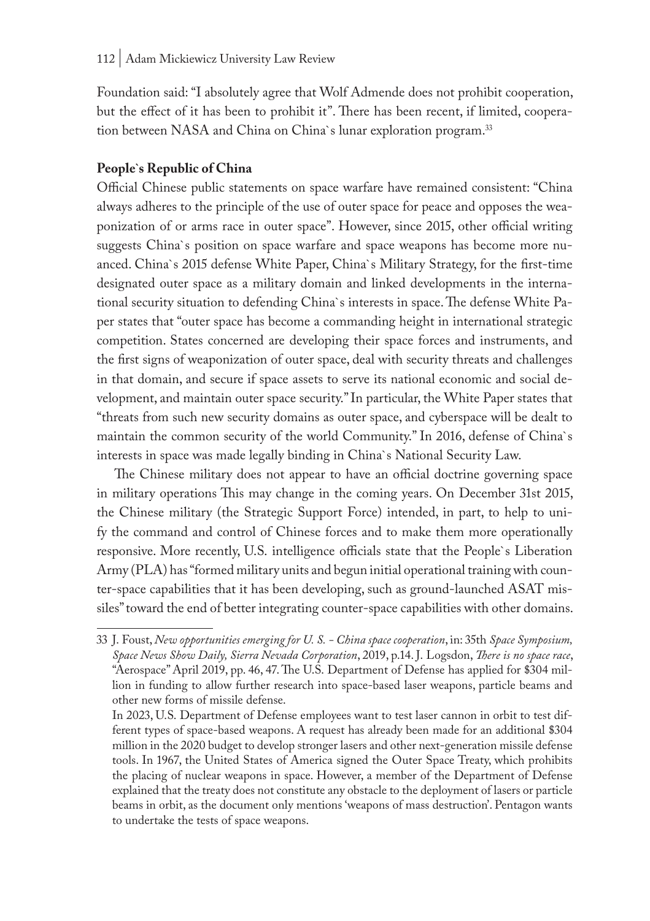Foundation said: "I absolutely agree that Wolf Admende does not prohibit cooperation, but the effect of it has been to prohibit it". There has been recent, if limited, cooperation between NASA and China on China`s lunar exploration program.[33]

**People`s Republic of China**

Official Chinese public statements on space warfare have remained consistent: "China always adheres to the principle of the use of outer space for peace and opposes the weaponization of or arms race in outer space". However, since 2015, other official writing suggests China`s position on space warfare and space weapons has become more nuanced. China`s 2015 defense White Paper, China`s Military Strategy, for the first-time designated outer space as a military domain and linked developments in the international security situation to defending China`s interests in space. The defense White Paper states that "outer space has become a commanding height in international strategic competition. States concerned are developing their space forces and instruments, and the first signs of weaponization of outer space, deal with security threats and challenges in that domain, and secure if space assets to serve its national economic and social development, and maintain outer space security." In particular, the White Paper states that "threats from such new security domains as outer space, and cyberspace will be dealt to maintain the common security of the world Community." In 2016, defense of China`s interests in space was made legally binding in China`s National Security Law.

The Chinese military does not appear to have an official doctrine governing space in military operations This may change in the coming years. On December 31st 2015, the Chinese military (the Strategic Support Force) intended, in part, to help to unify the command and control of Chinese forces and to make them more operationally responsive. More recently, U.S. intelligence officials state that the People`s Liberation Army (PLA) has "formed military units and begun initial operational training with counter-space capabilities that it has been developing, such as ground-launched ASAT missiles" toward the end of better integrating counter-space capabilities with other domains.

---

33 J. Foust, *New opportunities emerging for U. S. - China space cooperation*, in: 35th *Space Symposium, Space News Show Daily, Sierra Nevada Corporation*, 2019, p.14. J. Logsdon, *There is no space race*, "Aerospace" April 2019, pp. 46, 47. The U.S. Department of Defense has applied for $304 million in funding to allow further research into space-based laser weapons, particle beams and other new forms of missile defense.

In 2023, U.S. Department of Defense employees want to test laser cannon in orbit to test different types of space-based weapons. A request has already been made for an additional $304 million in the 2020 budget to develop stronger lasers and other next-generation missile defense tools. In 1967, the United States of America signed the Outer Space Treaty, which prohibits the placing of nuclear weapons in space. However, a member of the Department of Defense explained that the treaty does not constitute any obstacle to the deployment of lasers or particle beams in orbit, as the document only mentions 'weapons of mass destruction'. Pentagon wants to undertake the tests of space weapons.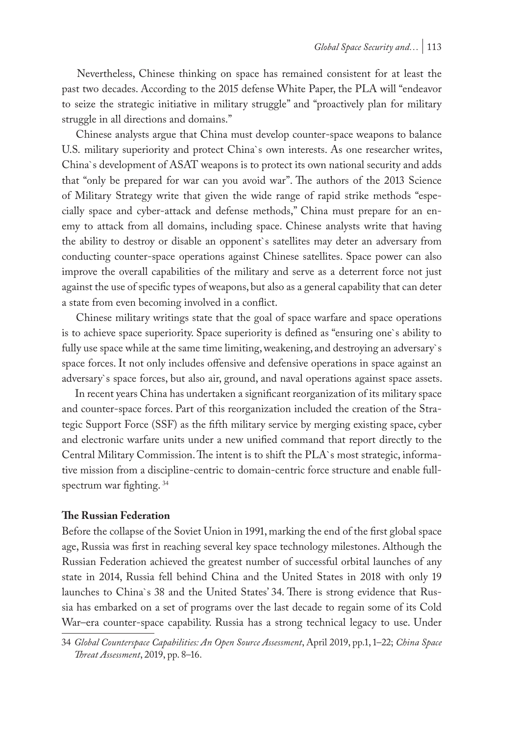Nevertheless, Chinese thinking on space has remained consistent for at least the past two decades. According to the 2015 defense White Paper, the PLA will "endeavor to seize the strategic initiative in military struggle" and "proactively plan for military struggle in all directions and domains."

Chinese analysts argue that China must develop counter-space weapons to balance U.S. military superiority and protect China`s own interests. As one researcher writes, China`s development of ASAT weapons is to protect its own national security and adds that "only be prepared for war can you avoid war". The authors of the 2013 Science of Military Strategy write that given the wide range of rapid strike methods "especially space and cyber-attack and defense methods," China must prepare for an enemy to attack from all domains, including space. Chinese analysts write that having the ability to destroy or disable an opponent`s satellites may deter an adversary from conducting counter-space operations against Chinese satellites. Space power can also improve the overall capabilities of the military and serve as a deterrent force not just against the use of specific types of weapons, but also as a general capability that can deter a state from even becoming involved in a conflict.

Chinese military writings state that the goal of space warfare and space operations is to achieve space superiority. Space superiority is defined as "ensuring one`s ability to fully use space while at the same time limiting, weakening, and destroying an adversary`s space forces. It not only includes offensive and defensive operations in space against an adversary`s space forces, but also air, ground, and naval operations against space assets.

In recent years China has undertaken a significant reorganization of its military space and counter-space forces. Part of this reorganization included the creation of the Strategic Support Force (SSF) as the fifth military service by merging existing space, cyber and electronic warfare units under a new unified command that report directly to the Central Military Commission. The intent is to shift the PLA`s most strategic, informative mission from a discipline-centric to domain-centric force structure and enable full-spectrum war fighting. [34]

**The Russian Federation**

Before the collapse of the Soviet Union in 1991, marking the end of the first global space age, Russia was first in reaching several key space technology milestones. Although the Russian Federation achieved the greatest number of successful orbital launches of any state in 2014, Russia fell behind China and the United States in 2018 with only 19 launches to China`s 38 and the United States' 34. There is strong evidence that Russia has embarked on a set of programs over the last decade to regain some of its Cold War–era counter-space capability. Russia has a strong technical legacy to use. Under

34 *Global Counterspace Capabilities: An Open Source Assessment*, April 2019, pp.1, 1–22; *China Space Threat Assessment*, 2019, pp. 8–16.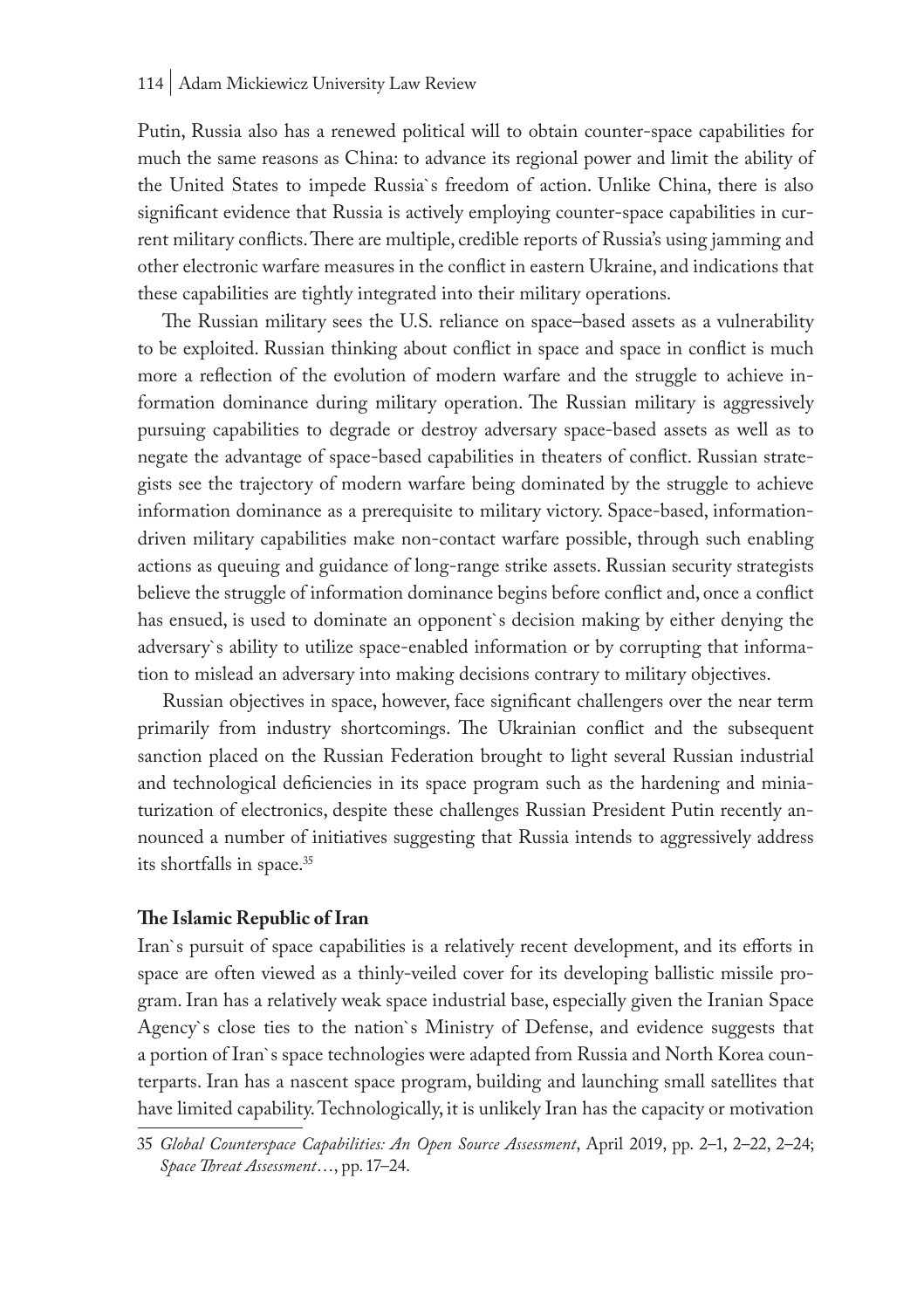Putin, Russia also has a renewed political will to obtain counter-space capabilities for much the same reasons as China: to advance its regional power and limit the ability of the United States to impede Russia`s freedom of action. Unlike China, there is also significant evidence that Russia is actively employing counter-space capabilities in current military conflicts. There are multiple, credible reports of Russia's using jamming and other electronic warfare measures in the conflict in eastern Ukraine, and indications that these capabilities are tightly integrated into their military operations.

The Russian military sees the U.S. reliance on space–based assets as a vulnerability to be exploited. Russian thinking about conflict in space and space in conflict is much more a reflection of the evolution of modern warfare and the struggle to achieve information dominance during military operation. The Russian military is aggressively pursuing capabilities to degrade or destroy adversary space-based assets as well as to negate the advantage of space-based capabilities in theaters of conflict. Russian strategists see the trajectory of modern warfare being dominated by the struggle to achieve information dominance as a prerequisite to military victory. Space-based, information-driven military capabilities make non-contact warfare possible, through such enabling actions as queuing and guidance of long-range strike assets. Russian security strategists believe the struggle of information dominance begins before conflict and, once a conflict has ensued, is used to dominate an opponent`s decision making by either denying the adversary`s ability to utilize space-enabled information or by corrupting that information to mislead an adversary into making decisions contrary to military objectives.

Russian objectives in space, however, face significant challengers over the near term primarily from industry shortcomings. The Ukrainian conflict and the subsequent sanction placed on the Russian Federation brought to light several Russian industrial and technological deficiencies in its space program such as the hardening and miniaturization of electronics, despite these challenges Russian President Putin recently announced a number of initiatives suggesting that Russia intends to aggressively address its shortfalls in space.[35]

**The Islamic Republic of Iran**

Iran`s pursuit of space capabilities is a relatively recent development, and its efforts in space are often viewed as a thinly-veiled cover for its developing ballistic missile program. Iran has a relatively weak space industrial base, especially given the Iranian Space Agency`s close ties to the nation`s Ministry of Defense, and evidence suggests that a portion of Iran`s space technologies were adapted from Russia and North Korea counterparts. Iran has a nascent space program, building and launching small satellites that have limited capability. Technologically, it is unlikely Iran has the capacity or motivation

35 *Global Counterspace Capabilities: An Open Source Assessment*, April 2019, pp. 2–1, 2–22, 2–24; *Space Threat Assessment*…, pp. 17–24.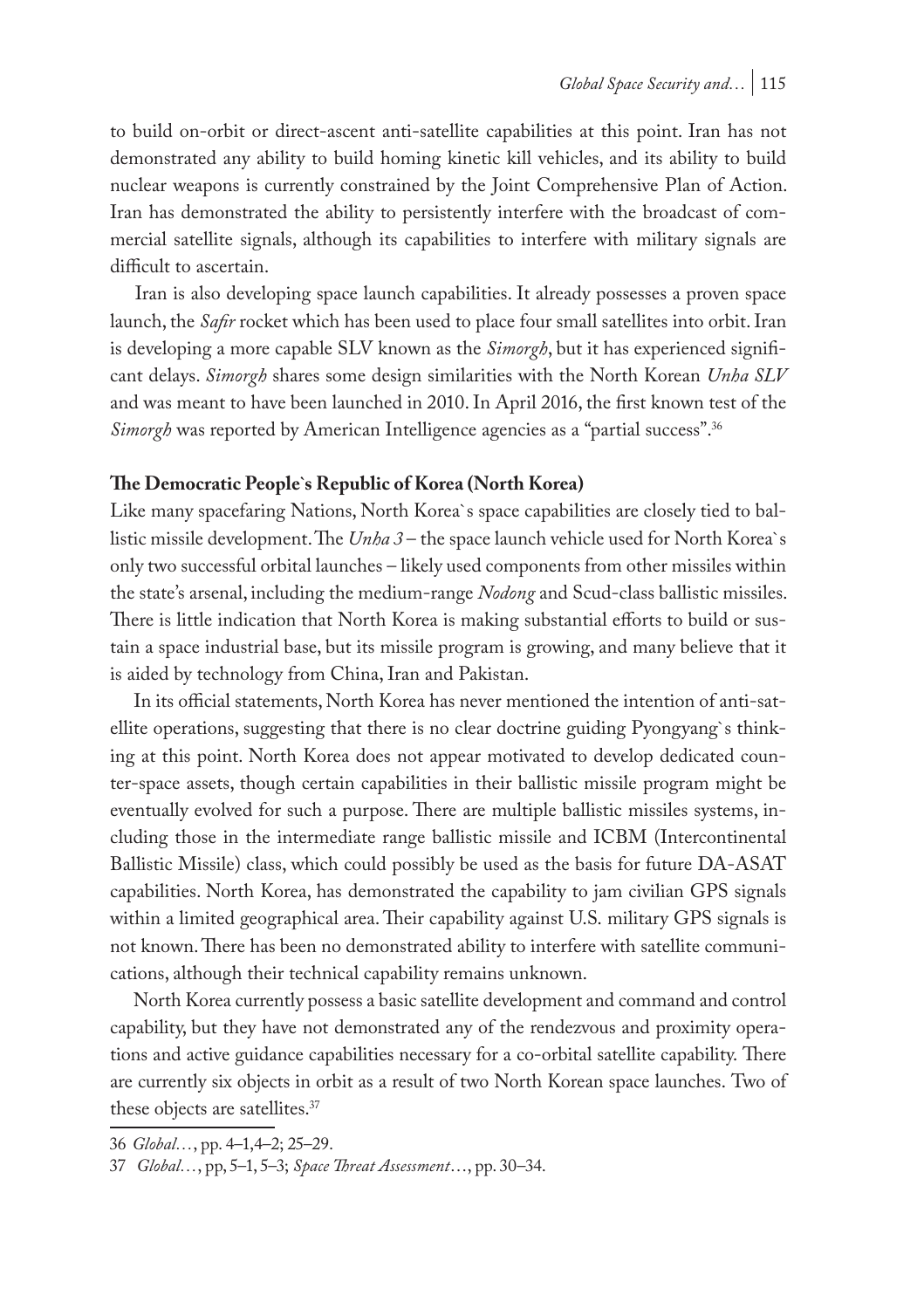to build on-orbit or direct-ascent anti-satellite capabilities at this point. Iran has not demonstrated any ability to build homing kinetic kill vehicles, and its ability to build nuclear weapons is currently constrained by the Joint Comprehensive Plan of Action. Iran has demonstrated the ability to persistently interfere with the broadcast of commercial satellite signals, although its capabilities to interfere with military signals are difficult to ascertain.

Iran is also developing space launch capabilities. It already possesses a proven space launch, the *Safir* rocket which has been used to place four small satellites into orbit. Iran is developing a more capable SLV known as the *Simorgh*, but it has experienced significant delays. *Simorgh* shares some design similarities with the North Korean *Unha SLV* and was meant to have been launched in 2010. In April 2016, the first known test of the *Simorgh* was reported by American Intelligence agencies as a "partial success".[36]

**The Democratic People`s Republic of Korea (North Korea)**

Like many spacefaring Nations, North Korea`s space capabilities are closely tied to ballistic missile development. The *Unha 3* – the space launch vehicle used for North Korea`s only two successful orbital launches – likely used components from other missiles within the state's arsenal, including the medium-range *Nodong* and Scud-class ballistic missiles. There is little indication that North Korea is making substantial efforts to build or sustain a space industrial base, but its missile program is growing, and many believe that it is aided by technology from China, Iran and Pakistan.

In its official statements, North Korea has never mentioned the intention of anti-satellite operations, suggesting that there is no clear doctrine guiding Pyongyang`s thinking at this point. North Korea does not appear motivated to develop dedicated counter-space assets, though certain capabilities in their ballistic missile program might be eventually evolved for such a purpose. There are multiple ballistic missiles systems, including those in the intermediate range ballistic missile and ICBM (Intercontinental Ballistic Missile) class, which could possibly be used as the basis for future DA-ASAT capabilities. North Korea, has demonstrated the capability to jam civilian GPS signals within a limited geographical area. Their capability against U.S. military GPS signals is not known. There has been no demonstrated ability to interfere with satellite communications, although their technical capability remains unknown.

North Korea currently possess a basic satellite development and command and control capability, but they have not demonstrated any of the rendezvous and proximity operations and active guidance capabilities necessary for a co-orbital satellite capability. There are currently six objects in orbit as a result of two North Korean space launches. Two of these objects are satellites.[37]

---

36 *Global…*, pp. 4–1,4–2; 25–29.

37 *Global…*, pp, 5–1, 5–3; *Space Threat Assessment*…, pp. 30–34.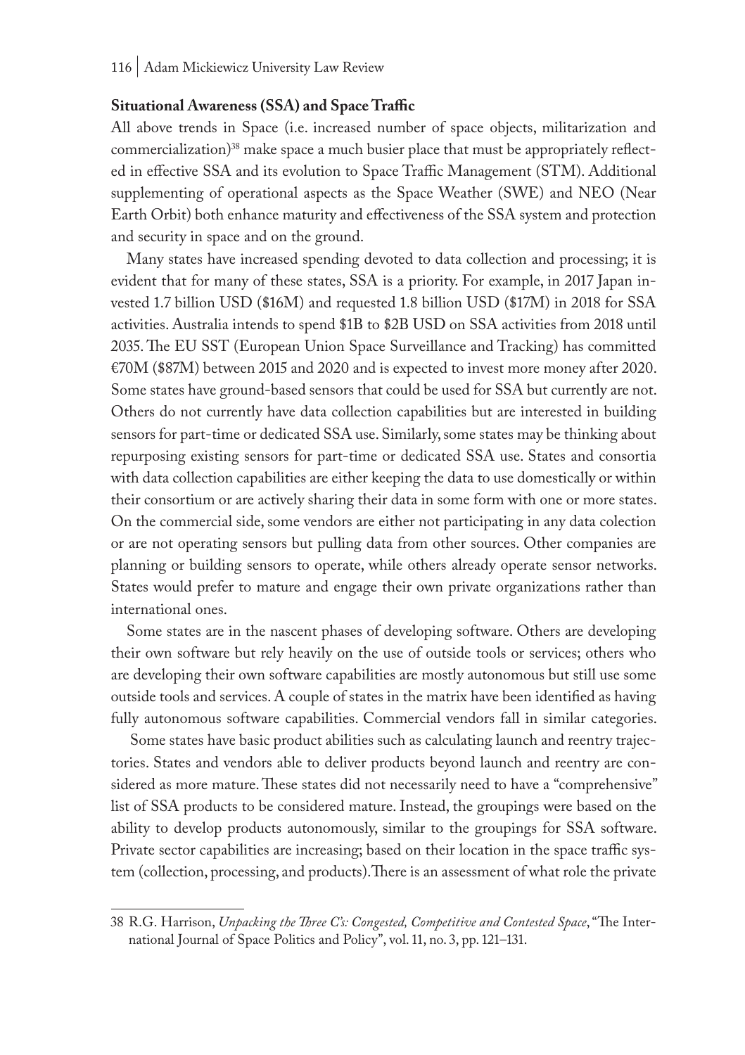**Situational Awareness (SSA) and Space Traffic**

All above trends in Space (i.e. increased number of space objects, militarization and commercialization)[38] make space a much busier place that must be appropriately reflected in effective SSA and its evolution to Space Traffic Management (STM). Additional supplementing of operational aspects as the Space Weather (SWE) and NEO (Near Earth Orbit) both enhance maturity and effectiveness of the SSA system and protection and security in space and on the ground.

Many states have increased spending devoted to data collection and processing; it is evident that for many of these states, SSA is a priority. For example, in 2017 Japan invested 1.7 billion USD ($16M) and requested 1.8 billion USD ($17M) in 2018 for SSA activities. Australia intends to spend $1B to $2B USD on SSA activities from 2018 until 2035. The EU SST (European Union Space Surveillance and Tracking) has committed €70M ($87M) between 2015 and 2020 and is expected to invest more money after 2020. Some states have ground-based sensors that could be used for SSA but currently are not. Others do not currently have data collection capabilities but are interested in building sensors for part-time or dedicated SSA use. Similarly, some states may be thinking about repurposing existing sensors for part-time or dedicated SSA use. States and consortia with data collection capabilities are either keeping the data to use domestically or within their consortium or are actively sharing their data in some form with one or more states. On the commercial side, some vendors are either not participating in any data colection or are not operating sensors but pulling data from other sources. Other companies are planning or building sensors to operate, while others already operate sensor networks. States would prefer to mature and engage their own private organizations rather than international ones.

Some states are in the nascent phases of developing software. Others are developing their own software but rely heavily on the use of outside tools or services; others who are developing their own software capabilities are mostly autonomous but still use some outside tools and services. A couple of states in the matrix have been identified as having fully autonomous software capabilities. Commercial vendors fall in similar categories.

Some states have basic product abilities such as calculating launch and reentry trajectories. States and vendors able to deliver products beyond launch and reentry are considered as more mature. These states did not necessarily need to have a "comprehensive" list of SSA products to be considered mature. Instead, the groupings were based on the ability to develop products autonomously, similar to the groupings for SSA software. Private sector capabilities are increasing; based on their location in the space traffic system (collection, processing, and products). There is an assessment of what role the private

---

38 R.G. Harrison, *Unpacking the Three C's: Congested, Competitive and Contested Space*, "The International Journal of Space Politics and Policy", vol. 11, no. 3, pp. 121–131.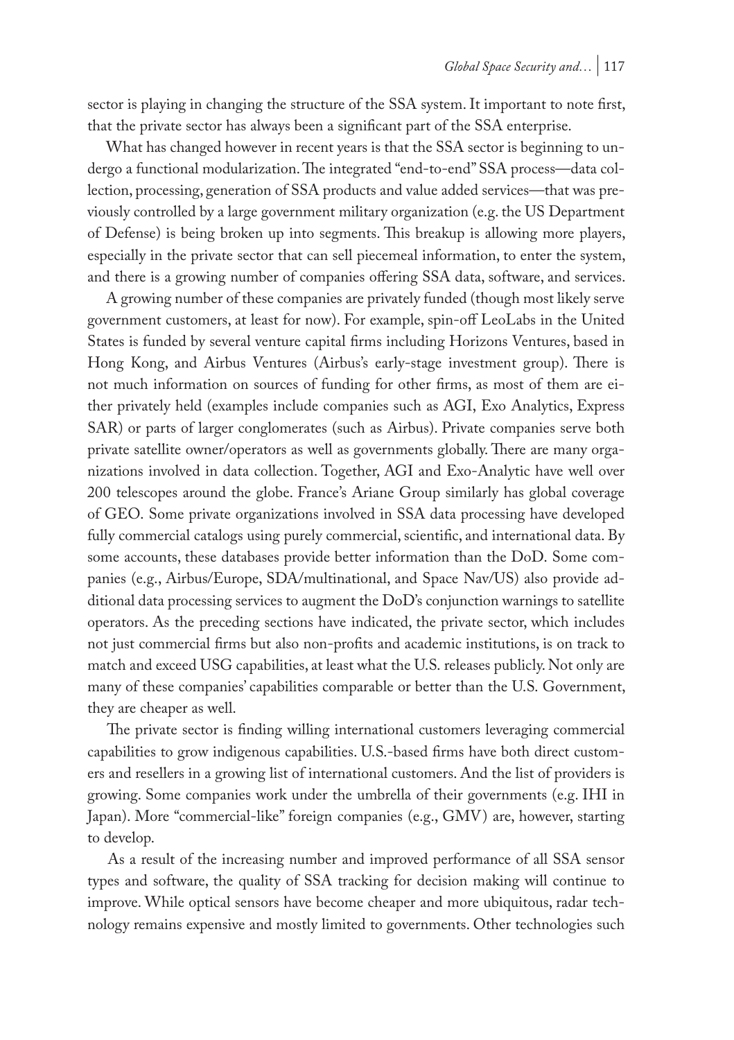sector is playing in changing the structure of the SSA system. It important to note first, that the private sector has always been a significant part of the SSA enterprise.

What has changed however in recent years is that the SSA sector is beginning to undergo a functional modularization. The integrated "end-to-end" SSA process—data collection, processing, generation of SSA products and value added services—that was previously controlled by a large government military organization (e.g. the US Department of Defense) is being broken up into segments. This breakup is allowing more players, especially in the private sector that can sell piecemeal information, to enter the system, and there is a growing number of companies offering SSA data, software, and services.

A growing number of these companies are privately funded (though most likely serve government customers, at least for now). For example, spin-off LeoLabs in the United States is funded by several venture capital firms including Horizons Ventures, based in Hong Kong, and Airbus Ventures (Airbus's early-stage investment group). There is not much information on sources of funding for other firms, as most of them are either privately held (examples include companies such as AGI, Exo Analytics, Express SAR) or parts of larger conglomerates (such as Airbus). Private companies serve both private satellite owner/operators as well as governments globally. There are many organizations involved in data collection. Together, AGI and Exo-Analytic have well over 200 telescopes around the globe. France's Ariane Group similarly has global coverage of GEO. Some private organizations involved in SSA data processing have developed fully commercial catalogs using purely commercial, scientific, and international data. By some accounts, these databases provide better information than the DoD. Some companies (e.g., Airbus/Europe, SDA/multinational, and Space Nav/US) also provide additional data processing services to augment the DoD's conjunction warnings to satellite operators. As the preceding sections have indicated, the private sector, which includes not just commercial firms but also non-profits and academic institutions, is on track to match and exceed USG capabilities, at least what the U.S. releases publicly. Not only are many of these companies' capabilities comparable or better than the U.S. Government, they are cheaper as well.

The private sector is finding willing international customers leveraging commercial capabilities to grow indigenous capabilities. U.S.-based firms have both direct customers and resellers in a growing list of international customers. And the list of providers is growing. Some companies work under the umbrella of their governments (e.g. IHI in Japan). More "commercial-like" foreign companies (e.g., GMV) are, however, starting to develop.

As a result of the increasing number and improved performance of all SSA sensor types and software, the quality of SSA tracking for decision making will continue to improve. While optical sensors have become cheaper and more ubiquitous, radar technology remains expensive and mostly limited to governments. Other technologies such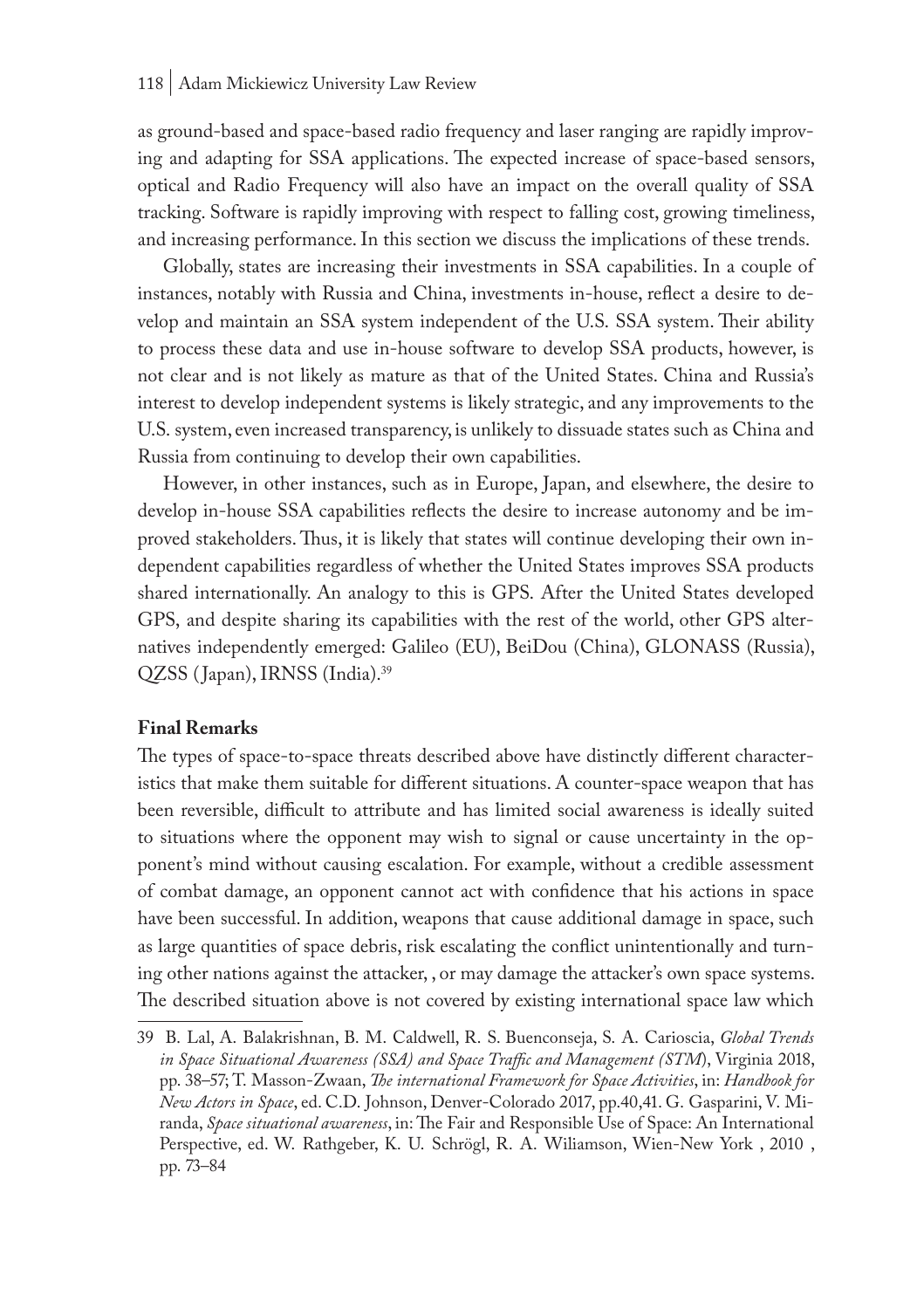as ground-based and space-based radio frequency and laser ranging are rapidly improving and adapting for SSA applications. The expected increase of space-based sensors, optical and Radio Frequency will also have an impact on the overall quality of SSA tracking. Software is rapidly improving with respect to falling cost, growing timeliness, and increasing performance. In this section we discuss the implications of these trends.

Globally, states are increasing their investments in SSA capabilities. In a couple of instances, notably with Russia and China, investments in-house, reflect a desire to develop and maintain an SSA system independent of the U.S. SSA system. Their ability to process these data and use in-house software to develop SSA products, however, is not clear and is not likely as mature as that of the United States. China and Russia's interest to develop independent systems is likely strategic, and any improvements to the U.S. system, even increased transparency, is unlikely to dissuade states such as China and Russia from continuing to develop their own capabilities.

However, in other instances, such as in Europe, Japan, and elsewhere, the desire to develop in-house SSA capabilities reflects the desire to increase autonomy and be improved stakeholders. Thus, it is likely that states will continue developing their own independent capabilities regardless of whether the United States improves SSA products shared internationally. An analogy to this is GPS. After the United States developed GPS, and despite sharing its capabilities with the rest of the world, other GPS alternatives independently emerged: Galileo (EU), BeiDou (China), GLONASS (Russia), QZSS (Japan), IRNSS (India).[39]

**Final Remarks**

The types of space-to-space threats described above have distinctly different characteristics that make them suitable for different situations. A counter-space weapon that has been reversible, difficult to attribute and has limited social awareness is ideally suited to situations where the opponent may wish to signal or cause uncertainty in the opponent's mind without causing escalation. For example, without a credible assessment of combat damage, an opponent cannot act with confidence that his actions in space have been successful. In addition, weapons that cause additional damage in space, such as large quantities of space debris, risk escalating the conflict unintentionally and turning other nations against the attacker, , or may damage the attacker's own space systems. The described situation above is not covered by existing international space law which

39 B. Lal, A. Balakrishnan, B. M. Caldwell, R. S. Buenconseja, S. A. Carioscia, *Global Trends in Space Situational Awareness (SSA) and Space Traffic and Management (STM)*, Virginia 2018, pp. 38–57; T. Masson-Zwaan, *The international Framework for Space Activities*, in: *Handbook for New Actors in Space*, ed. C.D. Johnson, Denver-Colorado 2017, pp.40,41. G. Gasparini, V. Miranda, *Space situational awareness*, in: The Fair and Responsible Use of Space: An International Perspective, ed. W. Rathgeber, K. U. Schrögl, R. A. Wiliamson, Wien-New York , 2010 , pp. 73–84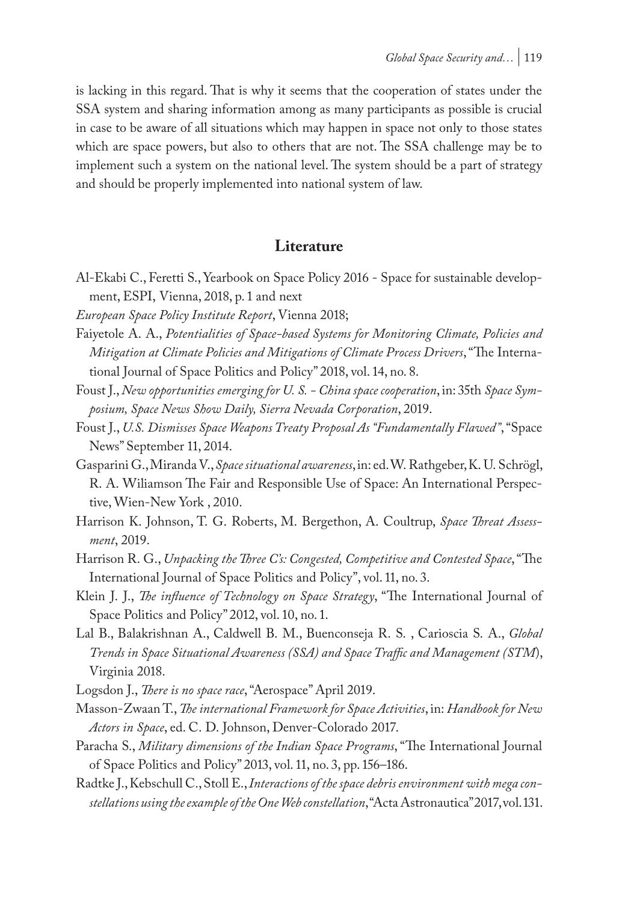is lacking in this regard. That is why it seems that the cooperation of states under the SSA system and sharing information among as many participants as possible is crucial in case to be aware of all situations which may happen in space not only to those states which are space powers, but also to others that are not. The SSA challenge may be to implement such a system on the national level. The system should be a part of strategy and should be properly implemented into national system of law.

## Literature

Al-Ekabi C., Feretti S., Yearbook on Space Policy 2016 - Space for sustainable development, ESPI, Vienna, 2018, p. 1 and next

*European Space Policy Institute Report*, Vienna 2018;

Faiyetole A. A., *Potentialities of Space-based Systems for Monitoring Climate, Policies and Mitigation at Climate Policies and Mitigations of Climate Process Drivers*, "The International Journal of Space Politics and Policy" 2018, vol. 14, no. 8.

Foust J., *New opportunities emerging for U. S. - China space cooperation*, in: 35th *Space Symposium, Space News Show Daily, Sierra Nevada Corporation*, 2019.

Foust J., *U.S. Dismisses Space Weapons Treaty Proposal As "Fundamentally Flawed"*, "Space News" September 11, 2014.

Gasparini G., Miranda V., *Space situational awareness*, in: ed. W. Rathgeber, K. U. Schrögl, R. A. Wiliamson The Fair and Responsible Use of Space: An International Perspective, Wien-New York , 2010.

Harrison K. Johnson, T. G. Roberts, M. Bergethon, A. Coultrup, *Space Threat Assessment*, 2019.

Harrison R. G., *Unpacking the Three C's: Congested, Competitive and Contested Space*, "The International Journal of Space Politics and Policy", vol. 11, no. 3.

Klein J. J., *The influence of Technology on Space Strategy*, "The International Journal of Space Politics and Policy" 2012, vol. 10, no. 1.

Lal B., Balakrishnan A., Caldwell B. M., Buenconseja R. S. , Carioscia S. A., *Global Trends in Space Situational Awareness (SSA) and Space Traffic and Management (STM)*, Virginia 2018.

Logsdon J., *There is no space race*, "Aerospace" April 2019.

Masson-Zwaan T., *The international Framework for Space Activities*, in: *Handbook for New Actors in Space*, ed. C. D. Johnson, Denver-Colorado 2017.

Paracha S., *Military dimensions of the Indian Space Programs*, "The International Journal of Space Politics and Policy" 2013, vol. 11, no. 3, pp. 156–186.

Radtke J., Kebschull C., Stoll E., *Interactions of the space debris environment with mega constellations using the example of the One Web constellation*, "Acta Astronautica" 2017, vol. 131.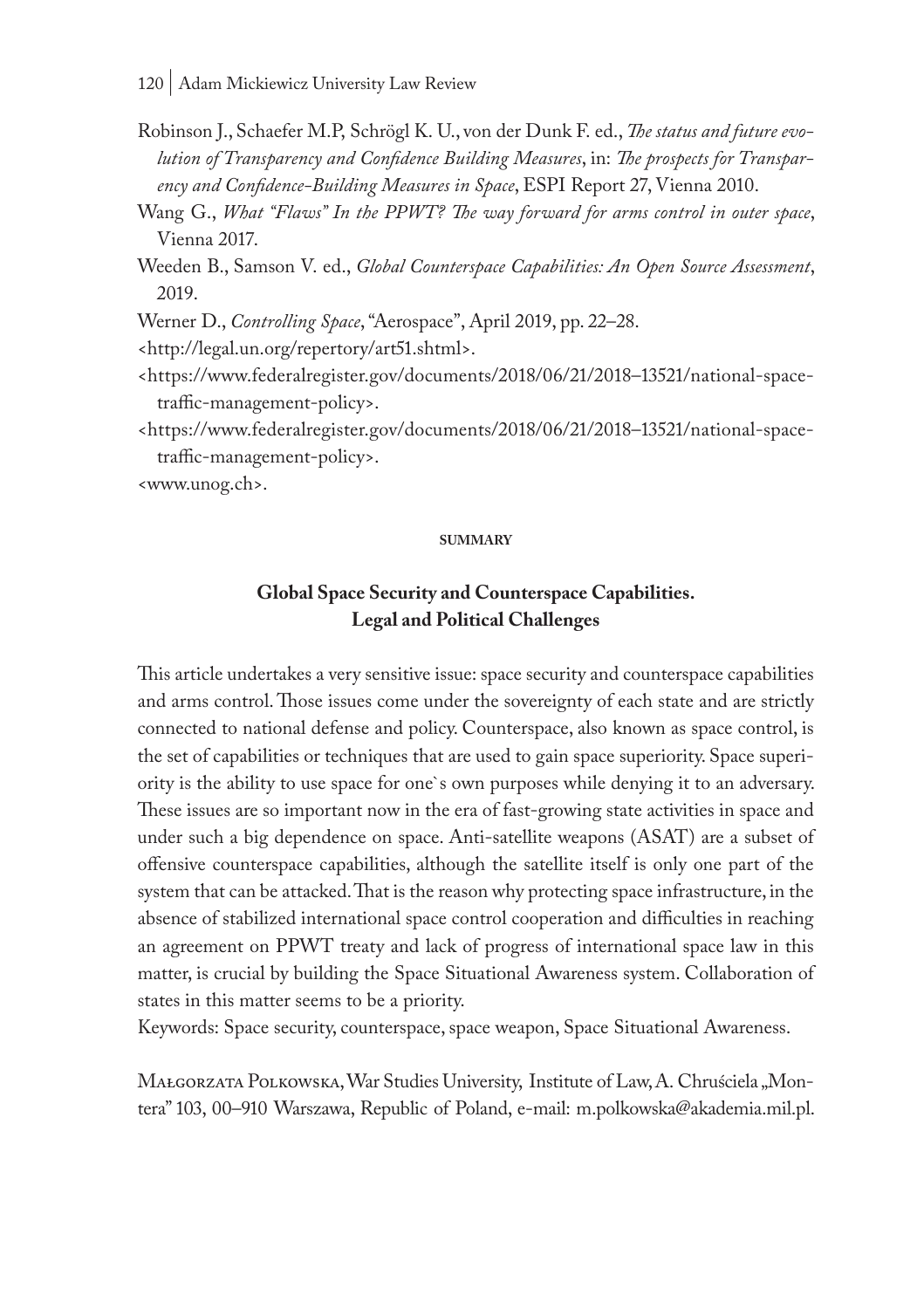Robinson J., Schaefer M.P, Schrögl K. U., von der Dunk F. ed., *The status and future evolution of Transparency and Confidence Building Measures*, in: *The prospects for Transparency and Confidence-Building Measures in Space*, ESPI Report 27, Vienna 2010.

Wang G., *What "Flaws" In the PPWT? The way forward for arms control in outer space*, Vienna 2017.

Weeden B., Samson V. ed., *Global Counterspace Capabilities: An Open Source Assessment*, 2019.

Werner D., *Controlling Space*, "Aerospace", April 2019, pp. 22–28.

<http://legal.un.org/repertory/art51.shtml>.

<https://www.federalregister.gov/documents/2018/06/21/2018–13521/national-space-traffic-management-policy>.

<https://www.federalregister.gov/documents/2018/06/21/2018–13521/national-space-traffic-management-policy>.

<www.unog.ch>.

##### SUMMARY

### Global Space Security and Counterspace Capabilities. Legal and Political Challenges

This article undertakes a very sensitive issue: space security and counterspace capabilities and arms control. Those issues come under the sovereignty of each state and are strictly connected to national defense and policy. Counterspace, also known as space control, is the set of capabilities or techniques that are used to gain space superiority. Space superiority is the ability to use space for one`s own purposes while denying it to an adversary. These issues are so important now in the era of fast-growing state activities in space and under such a big dependence on space. Anti-satellite weapons (ASAT) are a subset of offensive counterspace capabilities, although the satellite itself is only one part of the system that can be attacked. That is the reason why protecting space infrastructure, in the absence of stabilized international space control cooperation and difficulties in reaching an agreement on PPWT treaty and lack of progress of international space law in this matter, is crucial by building the Space Situational Awareness system. Collaboration of states in this matter seems to be a priority.

Keywords: Space security, counterspace, space weapon, Space Situational Awareness.

Małgorzata Polkowska, War Studies University, Institute of Law, A. Chruściela „Montera" 103, 00–910 Warszawa, Republic of Poland, e-mail: m.polkowska@akademia.mil.pl.